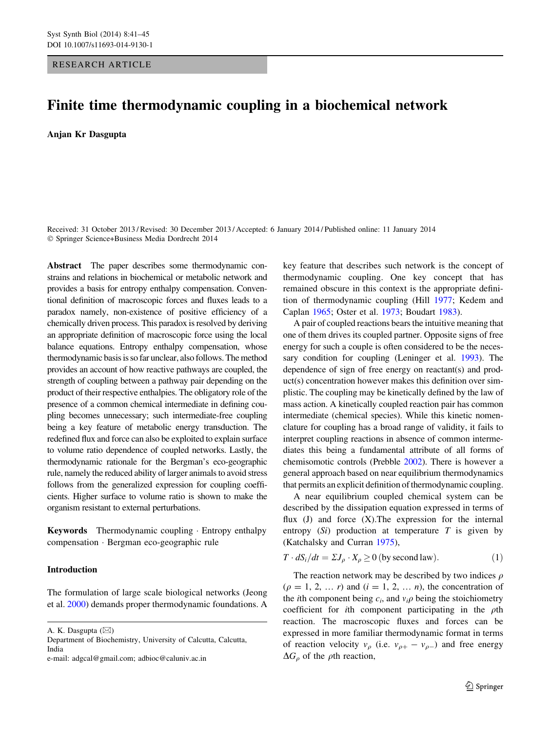RESEARCH ARTICLE

# Finite time thermodynamic coupling in a biochemical network

**Anjan Kr Dasgupta**

Received: 31 October 2013 / Revised: 30 December 2013 / Accepted: 6 January 2014 / Published online: 11 January 2014
© Springer Science+Business Media Dordrecht 2014

**Abstract** The paper describes some thermodynamic constrains and relations in biochemical or metabolic network and provides a basis for entropy enthalpy compensation. Conventional definition of macroscopic forces and fluxes leads to a paradox namely, non-existence of positive efficiency of a chemically driven process. This paradox is resolved by deriving an appropriate definition of macroscopic force using the local balance equations. Entropy enthalpy compensation, whose thermodynamic basis is so far unclear, also follows. The method provides an account of how reactive pathways are coupled, the strength of coupling between a pathway pair depending on the product of their respective enthalpies. The obligatory role of the presence of a common chemical intermediate in defining coupling becomes unnecessary; such intermediate-free coupling being a key feature of metabolic energy transduction. The redefined flux and force can also be exploited to explain surface to volume ratio dependence of coupled networks. Lastly, the thermodynamic rationale for the Bergman's eco-geographic rule, namely the reduced ability of larger animals to avoid stress follows from the generalized expression for coupling coefficients. Higher surface to volume ratio is shown to make the organism resistant to external perturbations.

**Keywords** Thermodynamic coupling · Entropy enthalpy compensation · Bergman eco-geographic rule

A. K. Dasgupta (✉)
Department of Biochemistry, University of Calcutta, Calcutta, India
e-mail: adgcal@gmail.com; adbioc@caluniv.ac.in

## Introduction

The formulation of large scale biological networks (Jeong et al. 2000) demands proper thermodynamic foundations. A key feature that describes such network is the concept of thermodynamic coupling. One key concept that has remained obscure in this context is the appropriate definition of thermodynamic coupling (Hill 1977; Kedem and Caplan 1965; Oster et al. 1973; Boudart 1983).

A pair of coupled reactions bears the intuitive meaning that one of them drives its coupled partner. Opposite signs of free energy for such a couple is often considered to be the necessary condition for coupling (Leninger et al. 1993). The dependence of sign of free energy on reactant(s) and product(s) concentration however makes this definition over simplistic. The coupling may be kinetically defined by the law of mass action. A kinetically coupled reaction pair has common intermediate (chemical species). While this kinetic nomenclature for coupling has a broad range of validity, it fails to interpret coupling reactions in absence of common intermediates this being a fundamental attribute of all forms of chemisomotic controls (Prebble 2002). There is however a general approach based on near equilibrium thermodynamics that permits an explicit definition of thermodynamic coupling.

A near equilibrium coupled chemical system can be described by the dissipation equation expressed in terms of flux (J) and force (X).The expression for the internal entropy ($Si$) production at temperature $T$ is given by (Katchalsky and Curran 1975),

$$T \cdot dS_i/dt = \Sigma J_\rho \cdot X_\rho \geq 0 \,(\text{by second law}). \quad (1)$$

The reaction network may be described by two indices $\rho$ ($\rho = 1, 2, \ldots r$) and ($i = 1, 2, \ldots n$), the concentration of the $i$th component being $c_i$, and $v_i\rho$ being the stoichiometry coefficient for $i$th component participating in the $\rho$th reaction. The macroscopic fluxes and forces can be expressed in more familiar thermodynamic format in terms of reaction velocity $v_\rho$ (i.e. $v_{\rho+} - v_{\rho-}$) and free energy $\Delta G_\rho$ of the $\rho$th reaction,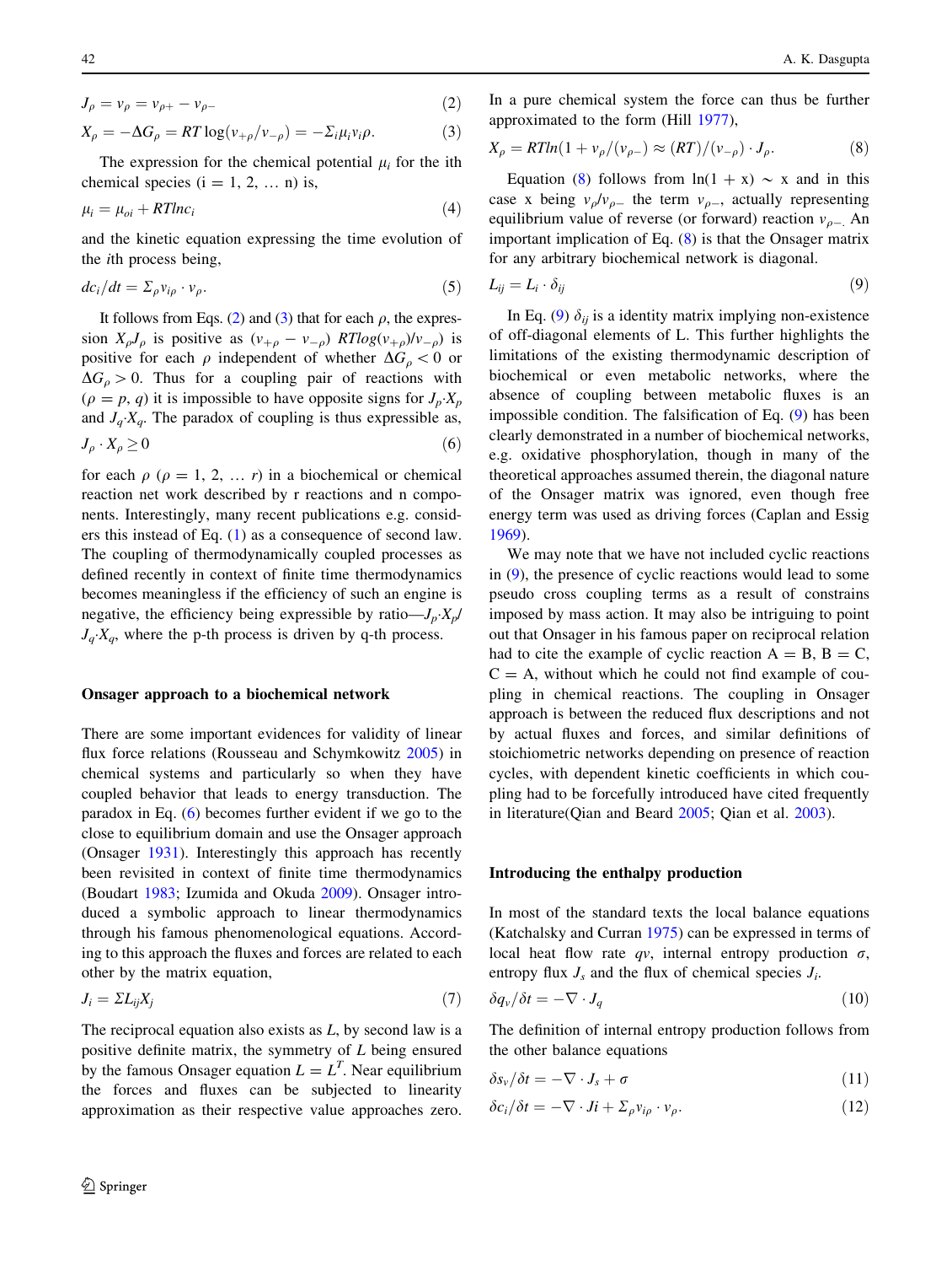$$J_\rho = v_\rho = v_{\rho+} - v_{\rho-} \tag{2}$$

$$X_\rho = -\Delta G_\rho = RT\log(v_{+\rho}/v_{-\rho}) = -\Sigma_i \mu_i v_i \rho. \tag{3}$$

The expression for the chemical potential $\mu_i$ for the ith chemical species (i = 1, 2, … n) is,

$$\mu_i = \mu_{oi} + RTlnc_i \tag{4}$$

and the kinetic equation expressing the time evolution of the *i*th process being,

$$dc_i/dt = \Sigma_\rho v_{i\rho} \cdot v_\rho. \tag{5}$$

It follows from Eqs. (2) and (3) that for each $\rho$, the expression $X_\rho J_\rho$ is positive as $(v_{+\rho} - v_{-\rho})\ RTlog(v_{+\rho})/v_{-\rho})$ is positive for each $\rho$ independent of whether $\Delta G_\rho < 0$ or $\Delta G_\rho > 0$. Thus for a coupling pair of reactions with $(\rho = p, q)$ it is impossible to have opposite signs for $J_p{\cdot}X_p$ and $J_q{\cdot}X_q$. The paradox of coupling is thus expressible as,

$$J_\rho \cdot X_\rho \geq 0 \tag{6}$$

for each $\rho$ ($\rho$ = 1, 2, … *r*) in a biochemical or chemical reaction net work described by r reactions and n components. Interestingly, many recent publications e.g. considers this instead of Eq. (1) as a consequence of second law. The coupling of thermodynamically coupled processes as defined recently in context of finite time thermodynamics becomes meaningless if the efficiency of such an engine is negative, the efficiency being expressible by ratio—$J_p{\cdot}X_p/J_q{\cdot}X_q$, where the p-th process is driven by q-th process.

## Onsager approach to a biochemical network

There are some important evidences for validity of linear flux force relations (Rousseau and Schymkowitz 2005) in chemical systems and particularly so when they have coupled behavior that leads to energy transduction. The paradox in Eq. (6) becomes further evident if we go to the close to equilibrium domain and use the Onsager approach (Onsager 1931). Interestingly this approach has recently been revisited in context of finite time thermodynamics (Boudart 1983; Izumida and Okuda 2009). Onsager introduced a symbolic approach to linear thermodynamics through his famous phenomenological equations. According to this approach the fluxes and forces are related to each other by the matrix equation,

$$J_i = \Sigma L_{ij} X_j \tag{7}$$

The reciprocal equation also exists as $L$, by second law is a positive definite matrix, the symmetry of $L$ being ensured by the famous Onsager equation $L = L^T$. Near equilibrium the forces and fluxes can be subjected to linearity approximation as their respective value approaches zero. In a pure chemical system the force can thus be further approximated to the form (Hill 1977),

$$X_\rho = RTln(1 + v_\rho/(v_{\rho-}) \approx (RT)/(v_{-\rho}) \cdot J_\rho. \tag{8}$$

Equation (8) follows from ln(1 + x) ~ x and in this case x being $v_\rho/v_{\rho-}$ the term $v_{\rho-}$, actually representing equilibrium value of reverse (or forward) reaction $v_{\rho-}$. An important implication of Eq. (8) is that the Onsager matrix for any arbitrary biochemical network is diagonal.

$$L_{ij} = L_i \cdot \delta_{ij} \tag{9}$$

In Eq. (9) $\delta_{ij}$ is a identity matrix implying non-existence of off-diagonal elements of L. This further highlights the limitations of the existing thermodynamic description of biochemical or even metabolic networks, where the absence of coupling between metabolic fluxes is an impossible condition. The falsification of Eq. (9) has been clearly demonstrated in a number of biochemical networks, e.g. oxidative phosphorylation, though in many of the theoretical approaches assumed therein, the diagonal nature of the Onsager matrix was ignored, even though free energy term was used as driving forces (Caplan and Essig 1969).

We may note that we have not included cyclic reactions in (9), the presence of cyclic reactions would lead to some pseudo cross coupling terms as a result of constrains imposed by mass action. It may also be intriguing to point out that Onsager in his famous paper on reciprocal relation had to cite the example of cyclic reaction A = B, B = C, C = A, without which he could not find example of coupling in chemical reactions. The coupling in Onsager approach is between the reduced flux descriptions and not by actual fluxes and forces, and similar definitions of stoichiometric networks depending on presence of reaction cycles, with dependent kinetic coefficients in which coupling had to be forcefully introduced have cited frequently in literature(Qian and Beard 2005; Qian et al. 2003).

## Introducing the enthalpy production

In most of the standard texts the local balance equations (Katchalsky and Curran 1975) can be expressed in terms of local heat flow rate $qv$, internal entropy production $\sigma$, entropy flux $J_s$ and the flux of chemical species $J_i$.

$$\delta q_v/\delta t = -\nabla \cdot J_q \tag{10}$$

The definition of internal entropy production follows from the other balance equations

$$\delta s_v/\delta t = -\nabla \cdot J_s + \sigma \tag{11}$$

$$\delta c_i/\delta t = -\nabla \cdot Ji + \Sigma_\rho v_{i\rho} \cdot v_\rho. \tag{12}$$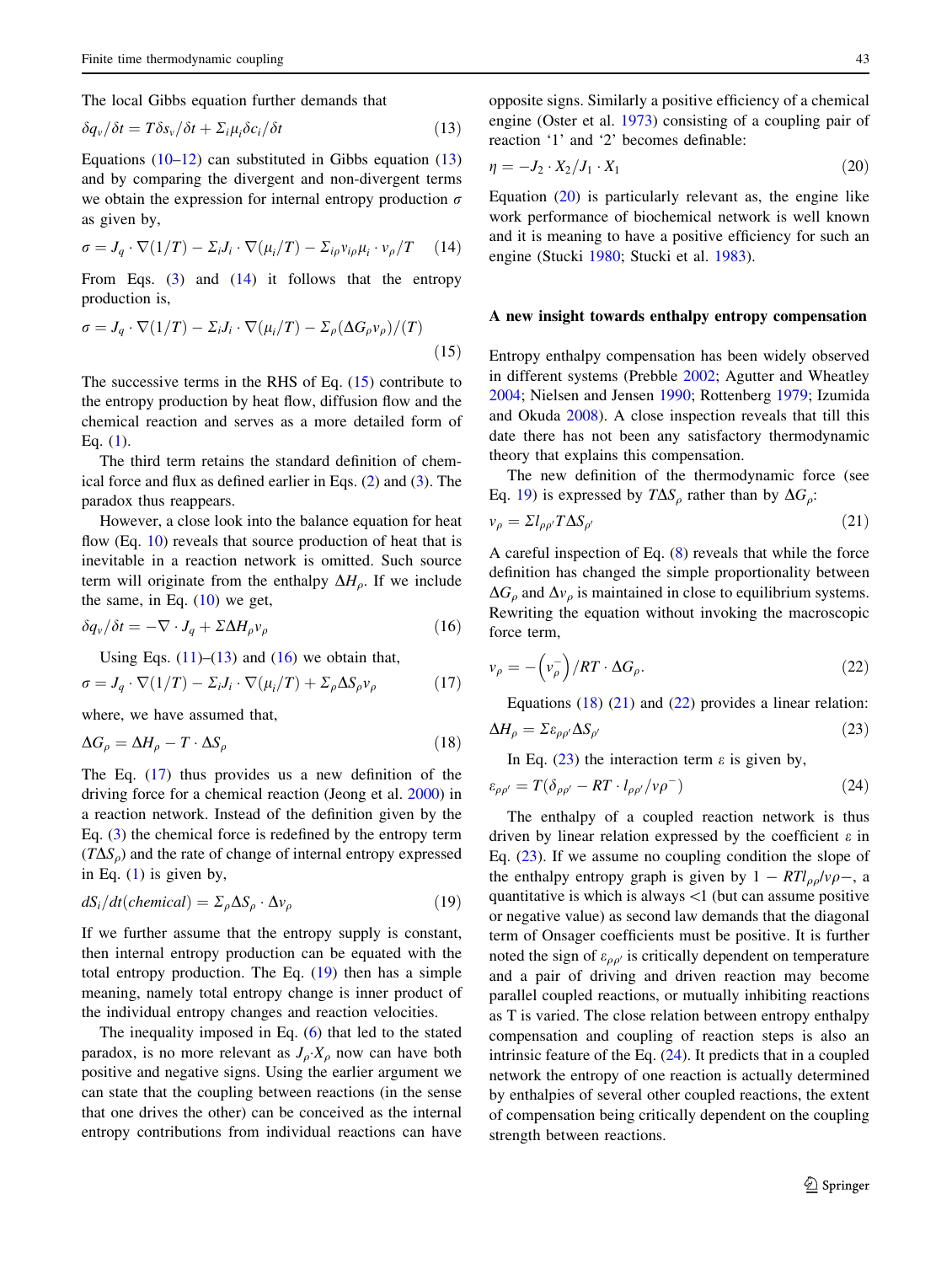The local Gibbs equation further demands that

$$\delta q_v/\delta t = T\delta s_v/\delta t + \Sigma_i \mu_i \delta c_i/\delta t \tag{13}$$

Equations (10–12) can substituted in Gibbs equation (13) and by comparing the divergent and non-divergent terms we obtain the expression for internal entropy production $\sigma$ as given by,

$$\sigma = J_q \cdot \nabla(1/T) - \Sigma_i J_i \cdot \nabla(\mu_i/T) - \Sigma_{i\rho} v_{i\rho} \mu_i \cdot v_\rho / T \tag{14}$$

From Eqs. (3) and (14) it follows that the entropy production is,

$$\sigma = J_q \cdot \nabla(1/T) - \Sigma_i J_i \cdot \nabla(\mu_i/T) - \Sigma_\rho (\Delta G_\rho v_\rho)/(T) \tag{15}$$

The successive terms in the RHS of Eq. (15) contribute to the entropy production by heat flow, diffusion flow and the chemical reaction and serves as a more detailed form of Eq. (1).

The third term retains the standard definition of chemical force and flux as defined earlier in Eqs. (2) and (3). The paradox thus reappears.

However, a close look into the balance equation for heat flow (Eq. 10) reveals that source production of heat that is inevitable in a reaction network is omitted. Such source term will originate from the enthalpy $\Delta H_\rho$. If we include the same, in Eq. (10) we get,

$$\delta q_v/\delta t = -\nabla \cdot J_q + \Sigma \Delta H_\rho v_\rho \tag{16}$$

Using Eqs. (11)–(13) and (16) we obtain that,

$$\sigma = J_q \cdot \nabla(1/T) - \Sigma_i J_i \cdot \nabla(\mu_i/T) + \Sigma_\rho \Delta S_\rho v_\rho \tag{17}$$

where, we have assumed that,

$$\Delta G_\rho = \Delta H_\rho - T \cdot \Delta S_\rho \tag{18}$$

The Eq. (17) thus provides us a new definition of the driving force for a chemical reaction (Jeong et al. 2000) in a reaction network. Instead of the definition given by the Eq. (3) the chemical force is redefined by the entropy term ($T\Delta S_\rho$) and the rate of change of internal entropy expressed in Eq. (1) is given by,

$$dS_i/dt(chemical) = \Sigma_\rho \Delta S_\rho \cdot \Delta v_\rho \tag{19}$$

If we further assume that the entropy supply is constant, then internal entropy production can be equated with the total entropy production. The Eq. (19) then has a simple meaning, namely total entropy change is inner product of the individual entropy changes and reaction velocities.

The inequality imposed in Eq. (6) that led to the stated paradox, is no more relevant as $J_\rho \cdot X_\rho$ now can have both positive and negative signs. Using the earlier argument we can state that the coupling between reactions (in the sense that one drives the other) can be conceived as the internal entropy contributions from individual reactions can have opposite signs. Similarly a positive efficiency of a chemical engine (Oster et al. 1973) consisting of a coupling pair of reaction '1' and '2' becomes definable:

$$\eta = -J_2 \cdot X_2 / J_1 \cdot X_1 \tag{20}$$

Equation (20) is particularly relevant as, the engine like work performance of biochemical network is well known and it is meaning to have a positive efficiency for such an engine (Stucki 1980; Stucki et al. 1983).

## A new insight towards enthalpy entropy compensation

Entropy enthalpy compensation has been widely observed in different systems (Prebble 2002; Agutter and Wheatley 2004; Nielsen and Jensen 1990; Rottenberg 1979; Izumida and Okuda 2008). A close inspection reveals that till this date there has not been any satisfactory thermodynamic theory that explains this compensation.

The new definition of the thermodynamic force (see Eq. 19) is expressed by $T\Delta S_\rho$ rather than by $\Delta G_\rho$:

$$v_\rho = \Sigma l_{\rho\rho'} T \Delta S_{\rho'} \tag{21}$$

A careful inspection of Eq. (8) reveals that while the force definition has changed the simple proportionality between $\Delta G_\rho$ and $\Delta v_\rho$ is maintained in close to equilibrium systems. Rewriting the equation without invoking the macroscopic force term,

$$v_\rho = -\left(v_\rho^-\right)/RT \cdot \Delta G_\rho. \tag{22}$$

Equations (18) (21) and (22) provides a linear relation:

$$\Delta H_\rho = \Sigma \varepsilon_{\rho\rho'} \Delta S_{\rho'} \tag{23}$$

In Eq. (23) the interaction term $\varepsilon$ is given by,

$$\varepsilon_{\rho\rho'} = T(\delta_{\rho\rho'} - RT \cdot l_{\rho\rho'}/v\rho^-) \tag{24}$$

The enthalpy of a coupled reaction network is thus driven by linear relation expressed by the coefficient $\varepsilon$ in Eq. (23). If we assume no coupling condition the slope of the enthalpy entropy graph is given by $1 - RTl_{\rho\rho}/v\rho-$, a quantitative is which is always <1 (but can assume positive or negative value) as second law demands that the diagonal term of Onsager coefficients must be positive. It is further noted the sign of $\varepsilon_{\rho\rho'}$ is critically dependent on temperature and a pair of driving and driven reaction may become parallel coupled reactions, or mutually inhibiting reactions as T is varied. The close relation between entropy enthalpy compensation and coupling of reaction steps is also an intrinsic feature of the Eq. (24). It predicts that in a coupled network the entropy of one reaction is actually determined by enthalpies of several other coupled reactions, the extent of compensation being critically dependent on the coupling strength between reactions.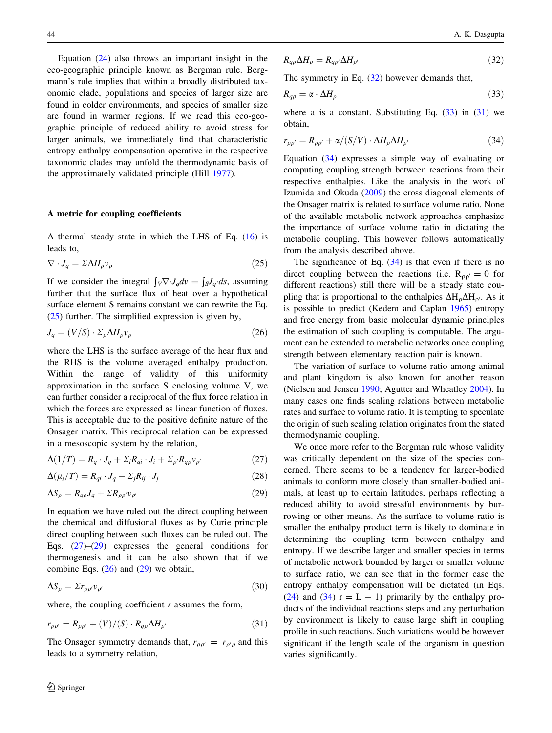Equation (24) also throws an important insight in the eco-geographic principle known as Bergman rule. Bergmann's rule implies that within a broadly distributed taxonomic clade, populations and species of larger size are found in colder environments, and species of smaller size are found in warmer regions. If we read this eco-geographic principle of reduced ability to avoid stress for larger animals, we immediately find that characteristic entropy enthalpy compensation operative in the respective taxonomic clades may unfold the thermodynamic basis of the approximately validated principle (Hill 1977).

## A metric for coupling coefficients

A thermal steady state in which the LHS of Eq. (16) is leads to,

$$\nabla \cdot J_q = \Sigma \Delta H_\rho v_\rho \tag{25}$$

If we consider the integral $\int_V \nabla \cdot J_q dv = \int_S J_q \cdot ds$, assuming further that the surface flux of heat over a hypothetical surface element S remains constant we can rewrite the Eq. (25) further. The simplified expression is given by,

$$J_q = (V/S) \cdot \Sigma_\rho \Delta H_\rho v_\rho \tag{26}$$

where the LHS is the surface average of the hear flux and the RHS is the volume averaged enthalpy production. Within the range of validity of this uniformity approximation in the surface S enclosing volume V, we can further consider a reciprocal of the flux force relation in which the forces are expressed as linear function of fluxes. This is acceptable due to the positive definite nature of the Onsager matrix. This reciprocal relation can be expressed in a mesoscopic system by the relation,

$$\Delta(1/T) = R_q \cdot J_q + \Sigma_i R_{qi} \cdot J_i + \Sigma_{\rho'} R_{q\rho} v_{\rho'} \tag{27}$$

$$\Delta(\mu_i/T) = R_{qi} \cdot J_q + \Sigma_j R_{ij} \cdot J_j \tag{28}$$

$$\Delta S_\rho = R_{q\rho} J_q + \Sigma R_{\rho\rho'} v_{\rho'} \tag{29}$$

In equation we have ruled out the direct coupling between the chemical and diffusional fluxes as by Curie principle direct coupling between such fluxes can be ruled out. The Eqs. (27)–(29) expresses the general conditions for thermogenesis and it can be also shown that if we combine Eqs. (26) and (29) we obtain,

$$\Delta S_\rho = \Sigma r_{\rho\rho'} v_{\rho'} \tag{30}$$

where, the coupling coefficient *r* assumes the form,

$$r_{\rho\rho'} = R_{\rho\rho'} + (V)/(S) \cdot R_{q\rho} \Delta H_{\rho'} \tag{31}$$

The Onsager symmetry demands that, $r_{\rho\rho'} = r_{\rho'\rho}$ and this leads to a symmetry relation,

$$R_{q\rho} \Delta H_\rho = R_{q\rho'} \Delta H_{\rho'} \tag{32}$$

The symmetry in Eq. (32) however demands that,

$$R_{q\rho} = \alpha \cdot \Delta H_\rho \tag{33}$$

where a is a constant. Substituting Eq. (33) in (31) we obtain,

$$r_{\rho\rho'} = R_{\rho\rho'} + \alpha/(S/V) \cdot \Delta H_\rho \Delta H_{\rho'} \tag{34}$$

Equation (34) expresses a simple way of evaluating or computing coupling strength between reactions from their respective enthalpies. Like the analysis in the work of Izumida and Okuda (2009) the cross diagonal elements of the Onsager matrix is related to surface volume ratio. None of the available metabolic network approaches emphasize the importance of surface volume ratio in dictating the metabolic coupling. This however follows automatically from the analysis described above.

The significance of Eq. (34) is that even if there is no direct coupling between the reactions (i.e. $R_{\rho\rho'} = 0$ for different reactions) still there will be a steady state coupling that is proportional to the enthalpies $\Delta H_\rho \Delta H_{\rho'}$. As it is possible to predict (Kedem and Caplan 1965) entropy and free energy from basic molecular dynamic principles the estimation of such coupling is computable. The argument can be extended to metabolic networks once coupling strength between elementary reaction pair is known.

The variation of surface to volume ratio among animal and plant kingdom is also known for another reason (Nielsen and Jensen 1990; Agutter and Wheatley 2004). In many cases one finds scaling relations between metabolic rates and surface to volume ratio. It is tempting to speculate the origin of such scaling relation originates from the stated thermodynamic coupling.

We once more refer to the Bergman rule whose validity was critically dependent on the size of the species concerned. There seems to be a tendency for larger-bodied animals to conform more closely than smaller-bodied animals, at least up to certain latitudes, perhaps reflecting a reduced ability to avoid stressful environments by burrowing or other means. As the surface to volume ratio is smaller the enthalpy product term is likely to dominate in determining the coupling term between enthalpy and entropy. If we describe larger and smaller species in terms of metabolic network bounded by larger or smaller volume to surface ratio, we can see that in the former case the entropy enthalpy compensation will be dictated (in Eqs. (24) and (34) r = L − 1) primarily by the enthalpy products of the individual reactions steps and any perturbation by environment is likely to cause large shift in coupling profile in such reactions. Such variations would be however significant if the length scale of the organism in question varies significantly.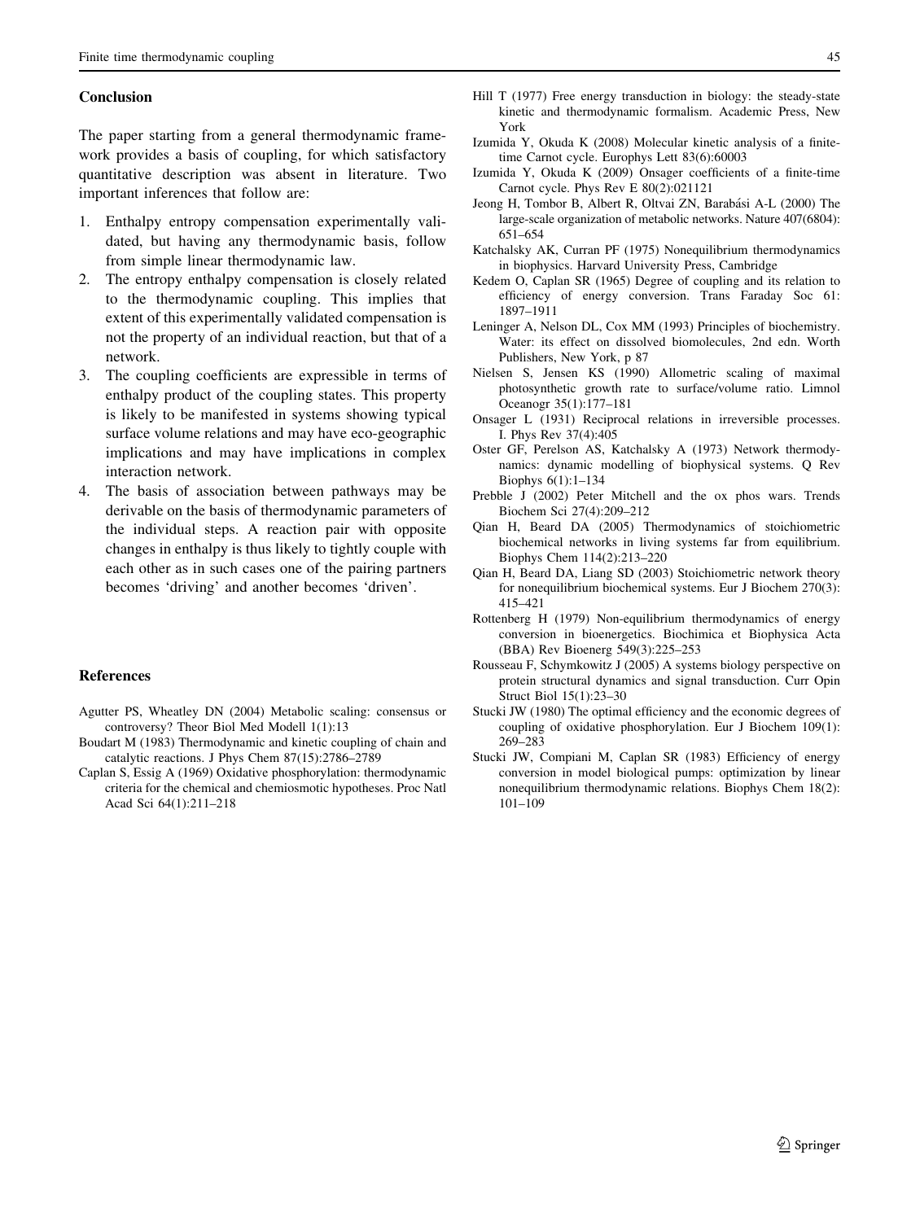## Conclusion

The paper starting from a general thermodynamic framework provides a basis of coupling, for which satisfactory quantitative description was absent in literature. Two important inferences that follow are:

1. Enthalpy entropy compensation experimentally validated, but having any thermodynamic basis, follow from simple linear thermodynamic law.
2. The entropy enthalpy compensation is closely related to the thermodynamic coupling. This implies that extent of this experimentally validated compensation is not the property of an individual reaction, but that of a network.
3. The coupling coefficients are expressible in terms of enthalpy product of the coupling states. This property is likely to be manifested in systems showing typical surface volume relations and may have eco-geographic implications and may have implications in complex interaction network.
4. The basis of association between pathways may be derivable on the basis of thermodynamic parameters of the individual steps. A reaction pair with opposite changes in enthalpy is thus likely to tightly couple with each other as in such cases one of the pairing partners becomes 'driving' and another becomes 'driven'.

## References

Agutter PS, Wheatley DN (2004) Metabolic scaling: consensus or controversy? Theor Biol Med Modell 1(1):13

Boudart M (1983) Thermodynamic and kinetic coupling of chain and catalytic reactions. J Phys Chem 87(15):2786–2789

Caplan S, Essig A (1969) Oxidative phosphorylation: thermodynamic criteria for the chemical and chemiosmotic hypotheses. Proc Natl Acad Sci 64(1):211–218

Hill T (1977) Free energy transduction in biology: the steady-state kinetic and thermodynamic formalism. Academic Press, New York

Izumida Y, Okuda K (2008) Molecular kinetic analysis of a finite-time Carnot cycle. Europhys Lett 83(6):60003

Izumida Y, Okuda K (2009) Onsager coefficients of a finite-time Carnot cycle. Phys Rev E 80(2):021121

Jeong H, Tombor B, Albert R, Oltvai ZN, Barabási A-L (2000) The large-scale organization of metabolic networks. Nature 407(6804): 651–654

Katchalsky AK, Curran PF (1975) Nonequilibrium thermodynamics in biophysics. Harvard University Press, Cambridge

Kedem O, Caplan SR (1965) Degree of coupling and its relation to efficiency of energy conversion. Trans Faraday Soc 61: 1897–1911

Leninger A, Nelson DL, Cox MM (1993) Principles of biochemistry. Water: its effect on dissolved biomolecules, 2nd edn. Worth Publishers, New York, p 87

Nielsen S, Jensen KS (1990) Allometric scaling of maximal photosynthetic growth rate to surface/volume ratio. Limnol Oceanogr 35(1):177–181

Onsager L (1931) Reciprocal relations in irreversible processes. I. Phys Rev 37(4):405

Oster GF, Perelson AS, Katchalsky A (1973) Network thermodynamics: dynamic modelling of biophysical systems. Q Rev Biophys 6(1):1–134

Prebble J (2002) Peter Mitchell and the ox phos wars. Trends Biochem Sci 27(4):209–212

Qian H, Beard DA (2005) Thermodynamics of stoichiometric biochemical networks in living systems far from equilibrium. Biophys Chem 114(2):213–220

Qian H, Beard DA, Liang SD (2003) Stoichiometric network theory for nonequilibrium biochemical systems. Eur J Biochem 270(3): 415–421

Rottenberg H (1979) Non-equilibrium thermodynamics of energy conversion in bioenergetics. Biochimica et Biophysica Acta (BBA) Rev Bioenerg 549(3):225–253

Rousseau F, Schymkowitz J (2005) A systems biology perspective on protein structural dynamics and signal transduction. Curr Opin Struct Biol 15(1):23–30

Stucki JW (1980) The optimal efficiency and the economic degrees of coupling of oxidative phosphorylation. Eur J Biochem 109(1): 269–283

Stucki JW, Compiani M, Caplan SR (1983) Efficiency of energy conversion in model biological pumps: optimization by linear nonequilibrium thermodynamic relations. Biophys Chem 18(2): 101–109